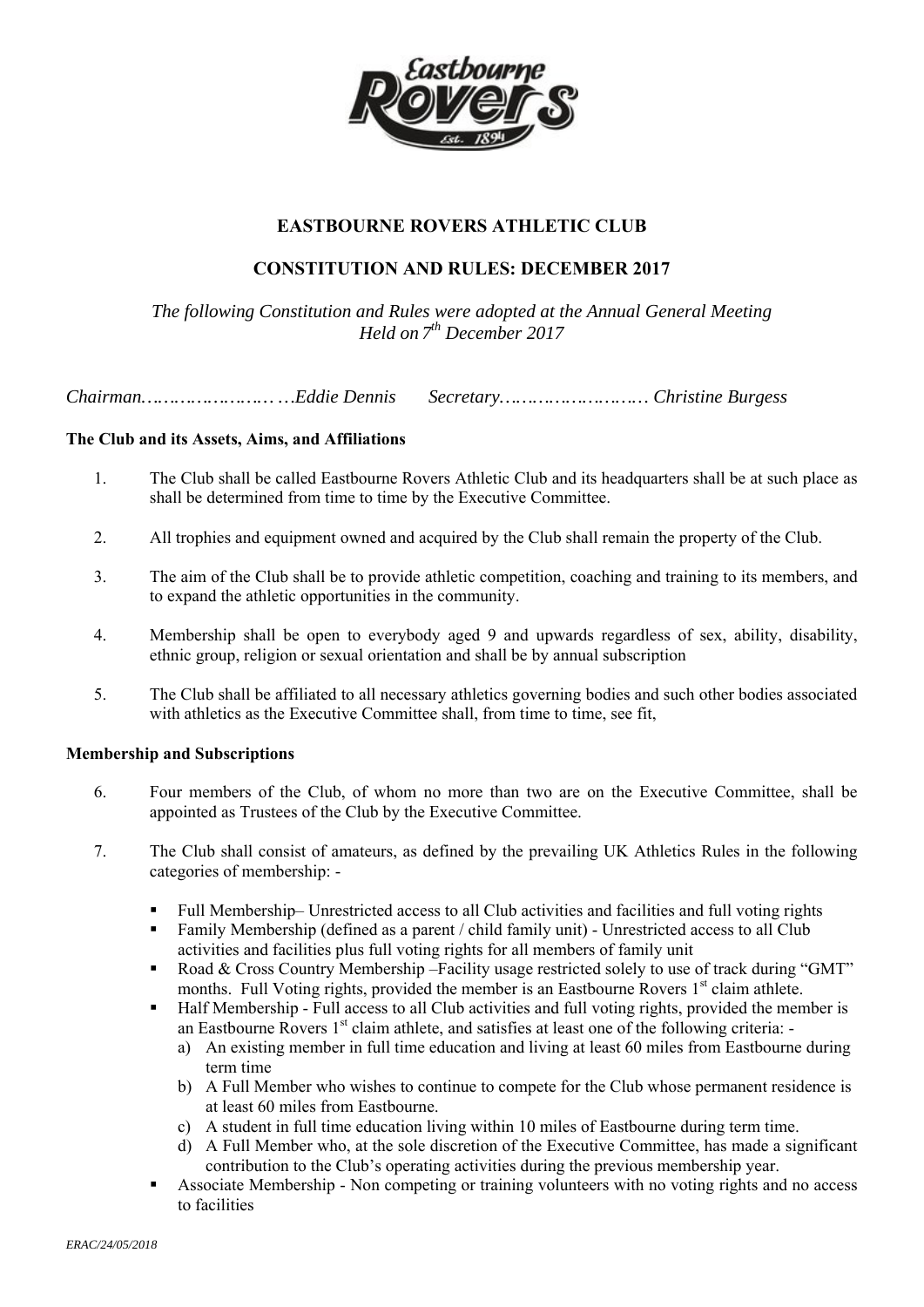# EASTBOURNE ROVERS ATHLETIC CLUB

## CONSTITUTION AND RULES: DECEMBER 2017

*The following Constitution and Rules were adopted at the Annual General Meeting Held on 7th December 2017*

*Chairman……………………Eddie Dennis      Secretary……………………… Christine Burgess*

**The Club and its Assets, Aims, and Affiliations**

1. The Club shall be called Eastbourne Rovers Athletic Club and its headquarters shall be at such place as shall be determined from time to time by the Executive Committee.

2. All trophies and equipment owned and acquired by the Club shall remain the property of the Club.

3. The aim of the Club shall be to provide athletic competition, coaching and training to its members, and to expand the athletic opportunities in the community.

4. Membership shall be open to everybody aged 9 and upwards regardless of sex, ability, disability, ethnic group, religion or sexual orientation and shall be by annual subscription

5. The Club shall be affiliated to all necessary athletics governing bodies and such other bodies associated with athletics as the Executive Committee shall, from time to time, see fit,

**Membership and Subscriptions**

6. Four members of the Club, of whom no more than two are on the Executive Committee, shall be appointed as Trustees of the Club by the Executive Committee.

7. The Club shall consist of amateurs, as defined by the prevailing UK Athletics Rules in the following categories of membership: -

   - Full Membership– Unrestricted access to all Club activities and facilities and full voting rights
   - Family Membership (defined as a parent / child family unit) - Unrestricted access to all Club activities and facilities plus full voting rights for all members of family unit
   - Road & Cross Country Membership –Facility usage restricted solely to use of track during "GMT" months. Full Voting rights, provided the member is an Eastbourne Rovers 1st claim athlete.
   - Half Membership - Full access to all Club activities and full voting rights, provided the member is an Eastbourne Rovers 1st claim athlete, and satisfies at least one of the following criteria: -
     a) An existing member in full time education and living at least 60 miles from Eastbourne during term time
     b) A Full Member who wishes to continue to compete for the Club whose permanent residence is at least 60 miles from Eastbourne.
     c) A student in full time education living within 10 miles of Eastbourne during term time.
     d) A Full Member who, at the sole discretion of the Executive Committee, has made a significant contribution to the Club's operating activities during the previous membership year.
   - Associate Membership - Non competing or training volunteers with no voting rights and no access to facilities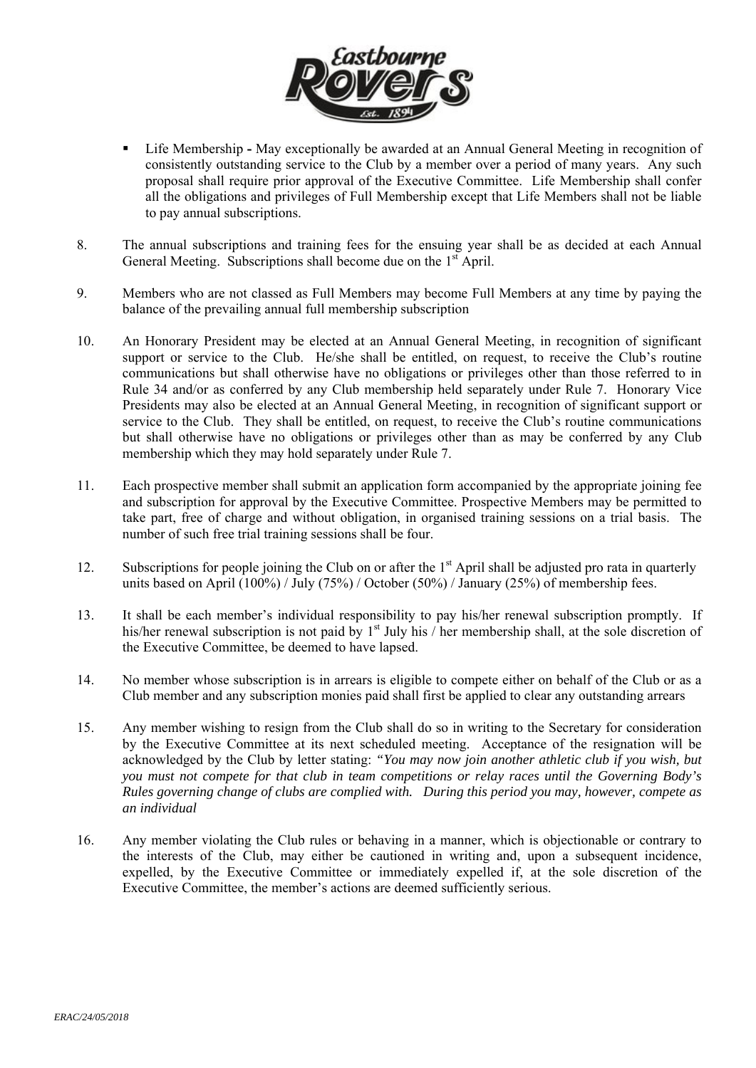- **Life Membership -** May exceptionally be awarded at an Annual General Meeting in recognition of consistently outstanding service to the Club by a member over a period of many years. Any such proposal shall require prior approval of the Executive Committee. Life Membership shall confer all the obligations and privileges of Full Membership except that Life Members shall not be liable to pay annual subscriptions.

8. The annual subscriptions and training fees for the ensuing year shall be as decided at each Annual General Meeting. Subscriptions shall become due on the 1st April.

9. Members who are not classed as Full Members may become Full Members at any time by paying the balance of the prevailing annual full membership subscription

10. An Honorary President may be elected at an Annual General Meeting, in recognition of significant support or service to the Club. He/she shall be entitled, on request, to receive the Club's routine communications but shall otherwise have no obligations or privileges other than those referred to in Rule 34 and/or as conferred by any Club membership held separately under Rule 7. Honorary Vice Presidents may also be elected at an Annual General Meeting, in recognition of significant support or service to the Club. They shall be entitled, on request, to receive the Club's routine communications but shall otherwise have no obligations or privileges other than as may be conferred by any Club membership which they may hold separately under Rule 7.

11. Each prospective member shall submit an application form accompanied by the appropriate joining fee and subscription for approval by the Executive Committee. Prospective Members may be permitted to take part, free of charge and without obligation, in organised training sessions on a trial basis. The number of such free trial training sessions shall be four.

12. Subscriptions for people joining the Club on or after the 1st April shall be adjusted pro rata in quarterly units based on April (100%) / July (75%) / October (50%) / January (25%) of membership fees.

13. It shall be each member's individual responsibility to pay his/her renewal subscription promptly. If his/her renewal subscription is not paid by 1st July his / her membership shall, at the sole discretion of the Executive Committee, be deemed to have lapsed.

14. No member whose subscription is in arrears is eligible to compete either on behalf of the Club or as a Club member and any subscription monies paid shall first be applied to clear any outstanding arrears

15. Any member wishing to resign from the Club shall do so in writing to the Secretary for consideration by the Executive Committee at its next scheduled meeting. Acceptance of the resignation will be acknowledged by the Club by letter stating: *"You may now join another athletic club if you wish, but you must not compete for that club in team competitions or relay races until the Governing Body's Rules governing change of clubs are complied with. During this period you may, however, compete as an individual*

16. Any member violating the Club rules or behaving in a manner, which is objectionable or contrary to the interests of the Club, may either be cautioned in writing and, upon a subsequent incidence, expelled, by the Executive Committee or immediately expelled if, at the sole discretion of the Executive Committee, the member's actions are deemed sufficiently serious.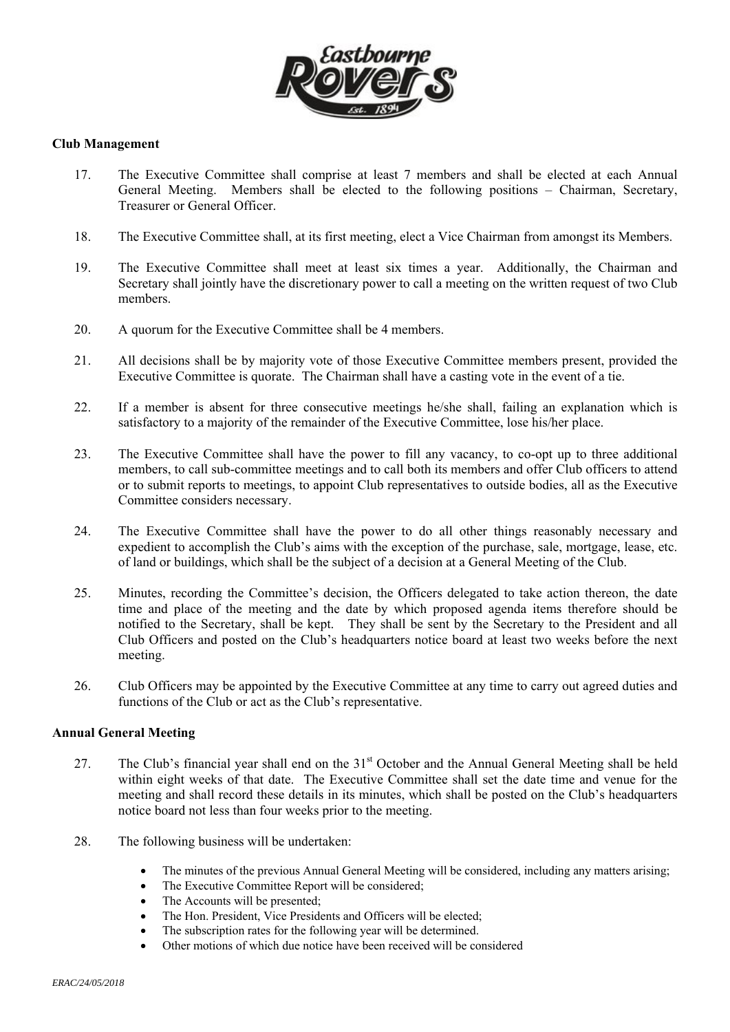## Club Management

17. The Executive Committee shall comprise at least 7 members and shall be elected at each Annual General Meeting. Members shall be elected to the following positions – Chairman, Secretary, Treasurer or General Officer.

18. The Executive Committee shall, at its first meeting, elect a Vice Chairman from amongst its Members.

19. The Executive Committee shall meet at least six times a year. Additionally, the Chairman and Secretary shall jointly have the discretionary power to call a meeting on the written request of two Club members.

20. A quorum for the Executive Committee shall be 4 members.

21. All decisions shall be by majority vote of those Executive Committee members present, provided the Executive Committee is quorate. The Chairman shall have a casting vote in the event of a tie.

22. If a member is absent for three consecutive meetings he/she shall, failing an explanation which is satisfactory to a majority of the remainder of the Executive Committee, lose his/her place.

23. The Executive Committee shall have the power to fill any vacancy, to co-opt up to three additional members, to call sub-committee meetings and to call both its members and offer Club officers to attend or to submit reports to meetings, to appoint Club representatives to outside bodies, all as the Executive Committee considers necessary.

24. The Executive Committee shall have the power to do all other things reasonably necessary and expedient to accomplish the Club's aims with the exception of the purchase, sale, mortgage, lease, etc. of land or buildings, which shall be the subject of a decision at a General Meeting of the Club.

25. Minutes, recording the Committee's decision, the Officers delegated to take action thereon, the date time and place of the meeting and the date by which proposed agenda items therefore should be notified to the Secretary, shall be kept. They shall be sent by the Secretary to the President and all Club Officers and posted on the Club's headquarters notice board at least two weeks before the next meeting.

26. Club Officers may be appointed by the Executive Committee at any time to carry out agreed duties and functions of the Club or act as the Club's representative.

## Annual General Meeting

27. The Club's financial year shall end on the 31st October and the Annual General Meeting shall be held within eight weeks of that date. The Executive Committee shall set the date time and venue for the meeting and shall record these details in its minutes, which shall be posted on the Club's headquarters notice board not less than four weeks prior to the meeting.

28. The following business will be undertaken:

    - The minutes of the previous Annual General Meeting will be considered, including any matters arising;
    - The Executive Committee Report will be considered;
    - The Accounts will be presented;
    - The Hon. President, Vice Presidents and Officers will be elected;
    - The subscription rates for the following year will be determined.
    - Other motions of which due notice have been received will be considered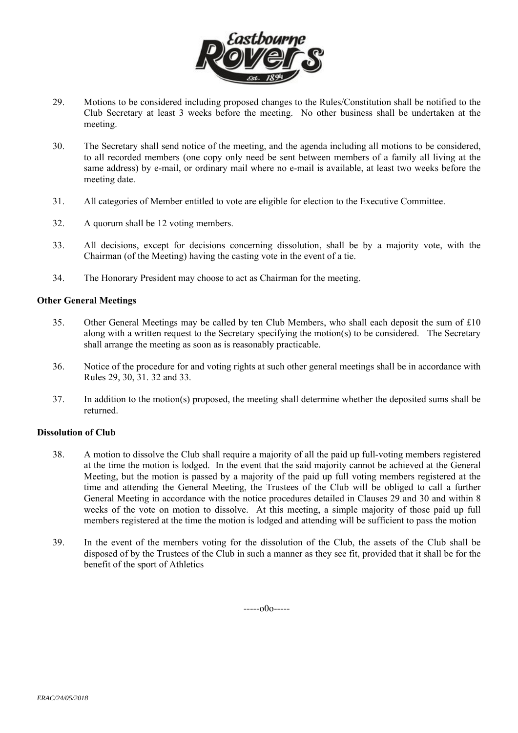29. Motions to be considered including proposed changes to the Rules/Constitution shall be notified to the Club Secretary at least 3 weeks before the meeting. No other business shall be undertaken at the meeting.

30. The Secretary shall send notice of the meeting, and the agenda including all motions to be considered, to all recorded members (one copy only need be sent between members of a family all living at the same address) by e-mail, or ordinary mail where no e-mail is available, at least two weeks before the meeting date.

31. All categories of Member entitled to vote are eligible for election to the Executive Committee.

32. A quorum shall be 12 voting members.

33. All decisions, except for decisions concerning dissolution, shall be by a majority vote, with the Chairman (of the Meeting) having the casting vote in the event of a tie.

34. The Honorary President may choose to act as Chairman for the meeting.

**Other General Meetings**

35. Other General Meetings may be called by ten Club Members, who shall each deposit the sum of £10 along with a written request to the Secretary specifying the motion(s) to be considered. The Secretary shall arrange the meeting as soon as is reasonably practicable.

36. Notice of the procedure for and voting rights at such other general meetings shall be in accordance with Rules 29, 30, 31. 32 and 33.

37. In addition to the motion(s) proposed, the meeting shall determine whether the deposited sums shall be returned.

**Dissolution of Club**

38. A motion to dissolve the Club shall require a majority of all the paid up full-voting members registered at the time the motion is lodged. In the event that the said majority cannot be achieved at the General Meeting, but the motion is passed by a majority of the paid up full voting members registered at the time and attending the General Meeting, the Trustees of the Club will be obliged to call a further General Meeting in accordance with the notice procedures detailed in Clauses 29 and 30 and within 8 weeks of the vote on motion to dissolve. At this meeting, a simple majority of those paid up full members registered at the time the motion is lodged and attending will be sufficient to pass the motion

39. In the event of the members voting for the dissolution of the Club, the assets of the Club shall be disposed of by the Trustees of the Club in such a manner as they see fit, provided that it shall be for the benefit of the sport of Athletics

-----o0o-----